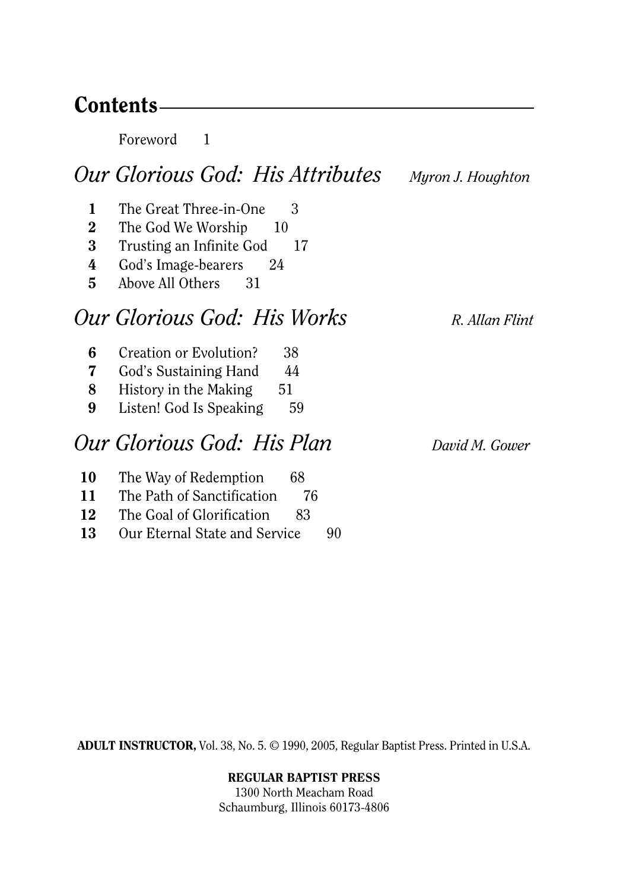# Contents

Foreword 1

## *Our Glorious God: His Attributes* — *Myron J. Houghton*

**1** The Great Three-in-One 3
**2** The God We Worship 10
**3** Trusting an Infinite God 17
**4** God's Image-bearers 24
**5** Above All Others 31

## *Our Glorious God: His Works* — *R. Allan Flint*

**6** Creation or Evolution? 38
**7** God's Sustaining Hand 44
**8** History in the Making 51
**9** Listen! God Is Speaking 59

## *Our Glorious God: His Plan* — *David M. Gower*

**10** The Way of Redemption 68
**11** The Path of Sanctification 76
**12** The Goal of Glorification 83
**13** Our Eternal State and Service 90

**ADULT INSTRUCTOR,** Vol. 38, No. 5. © 1990, 2005, Regular Baptist Press. Printed in U.S.A.

**REGULAR BAPTIST PRESS**
1300 North Meacham Road
Schaumburg, Illinois 60173-4806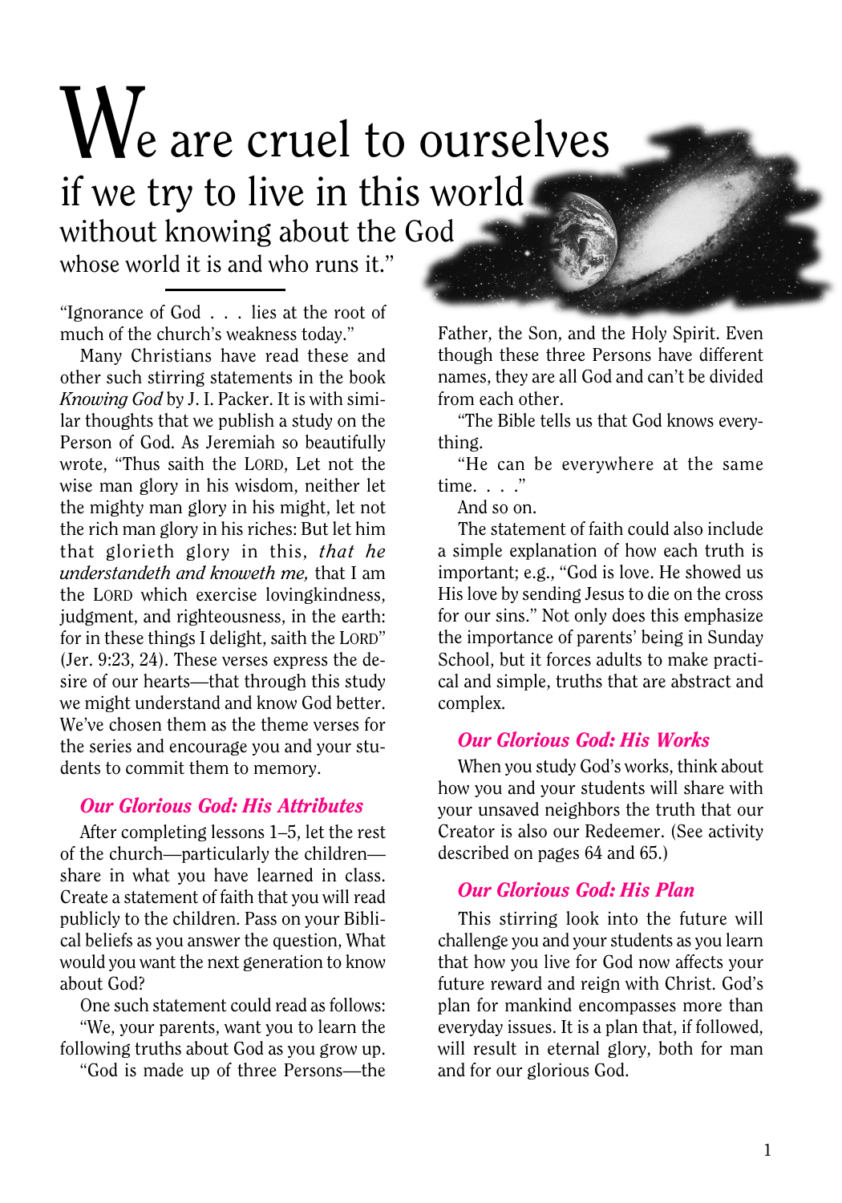# "We are cruel to ourselves if we try to live in this world without knowing about the God whose world it is and who runs it."

"Ignorance of God . . . lies at the root of much of the church's weakness today."

Many Christians have read these and other such stirring statements in the book *Knowing God* by J. I. Packer. It is with similar thoughts that we publish a study on the Person of God. As Jeremiah so beautifully wrote, "Thus saith the LORD, Let not the wise man glory in his wisdom, neither let the mighty man glory in his might, let not the rich man glory in his riches: But let him that glorieth glory in this, *that he understandeth and knoweth me,* that I am the LORD which exercise lovingkindness, judgment, and righteousness, in the earth: for in these things I delight, saith the LORD" (Jer. 9:23, 24). These verses express the desire of our hearts—that through this study we might understand and know God better. We've chosen them as the theme verses for the series and encourage you and your students to commit them to memory.

## *Our Glorious God: His Attributes*

After completing lessons 1–5, let the rest of the church—particularly the children—share in what you have learned in class. Create a statement of faith that you will read publicly to the children. Pass on your Biblical beliefs as you answer the question, What would you want the next generation to know about God?

One such statement could read as follows:

"We, your parents, want you to learn the following truths about God as you grow up.

"God is made up of three Persons—the Father, the Son, and the Holy Spirit. Even though these three Persons have different names, they are all God and can't be divided from each other.

"The Bible tells us that God knows everything.

"He can be everywhere at the same time. . . ."

And so on.

The statement of faith could also include a simple explanation of how each truth is important; e.g., "God is love. He showed us His love by sending Jesus to die on the cross for our sins." Not only does this emphasize the importance of parents' being in Sunday School, but it forces adults to make practical and simple, truths that are abstract and complex.

## *Our Glorious God: His Works*

When you study God's works, think about how you and your students will share with your unsaved neighbors the truth that our Creator is also our Redeemer. (See activity described on pages 64 and 65.)

## *Our Glorious God: His Plan*

This stirring look into the future will challenge you and your students as you learn that how you live for God now affects your future reward and reign with Christ. God's plan for mankind encompasses more than everyday issues. It is a plan that, if followed, will result in eternal glory, both for man and for our glorious God.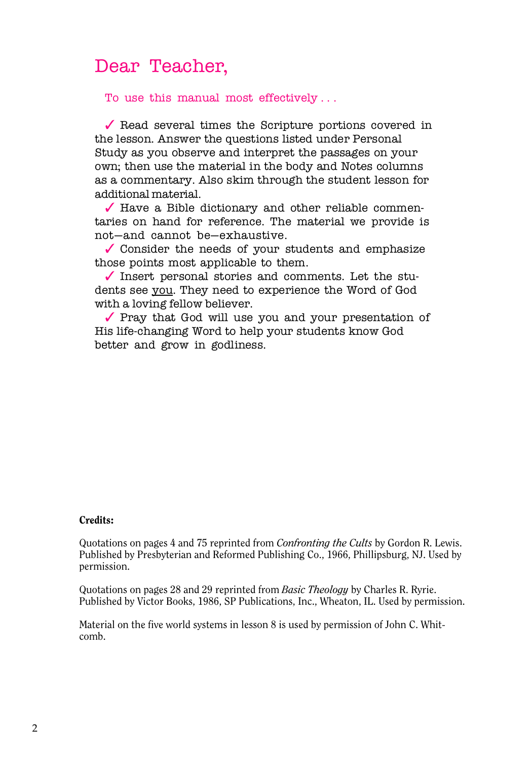# Dear Teacher,

To use this manual most effectively . . .

✓ Read several times the Scripture portions covered in the lesson. Answer the questions listed under Personal Study as you observe and interpret the passages on your own; then use the material in the body and Notes columns as a commentary. Also skim through the student lesson for additional material.

✓ Have a Bible dictionary and other reliable commentaries on hand for reference. The material we provide is not—and cannot be—exhaustive.

✓ Consider the needs of your students and emphasize those points most applicable to them.

✓ Insert personal stories and comments. Let the students see you. They need to experience the Word of God with a loving fellow believer.

✓ Pray that God will use you and your presentation of His life-changing Word to help your students know God better and grow in godliness.

**Credits:**

Quotations on pages 4 and 75 reprinted from *Confronting the Cults* by Gordon R. Lewis. Published by Presbyterian and Reformed Publishing Co., 1966, Phillipsburg, NJ. Used by permission.

Quotations on pages 28 and 29 reprinted from *Basic Theology* by Charles R. Ryrie. Published by Victor Books, 1986, SP Publications, Inc., Wheaton, IL. Used by permission.

Material on the five world systems in lesson 8 is used by permission of John C. Whitcomb.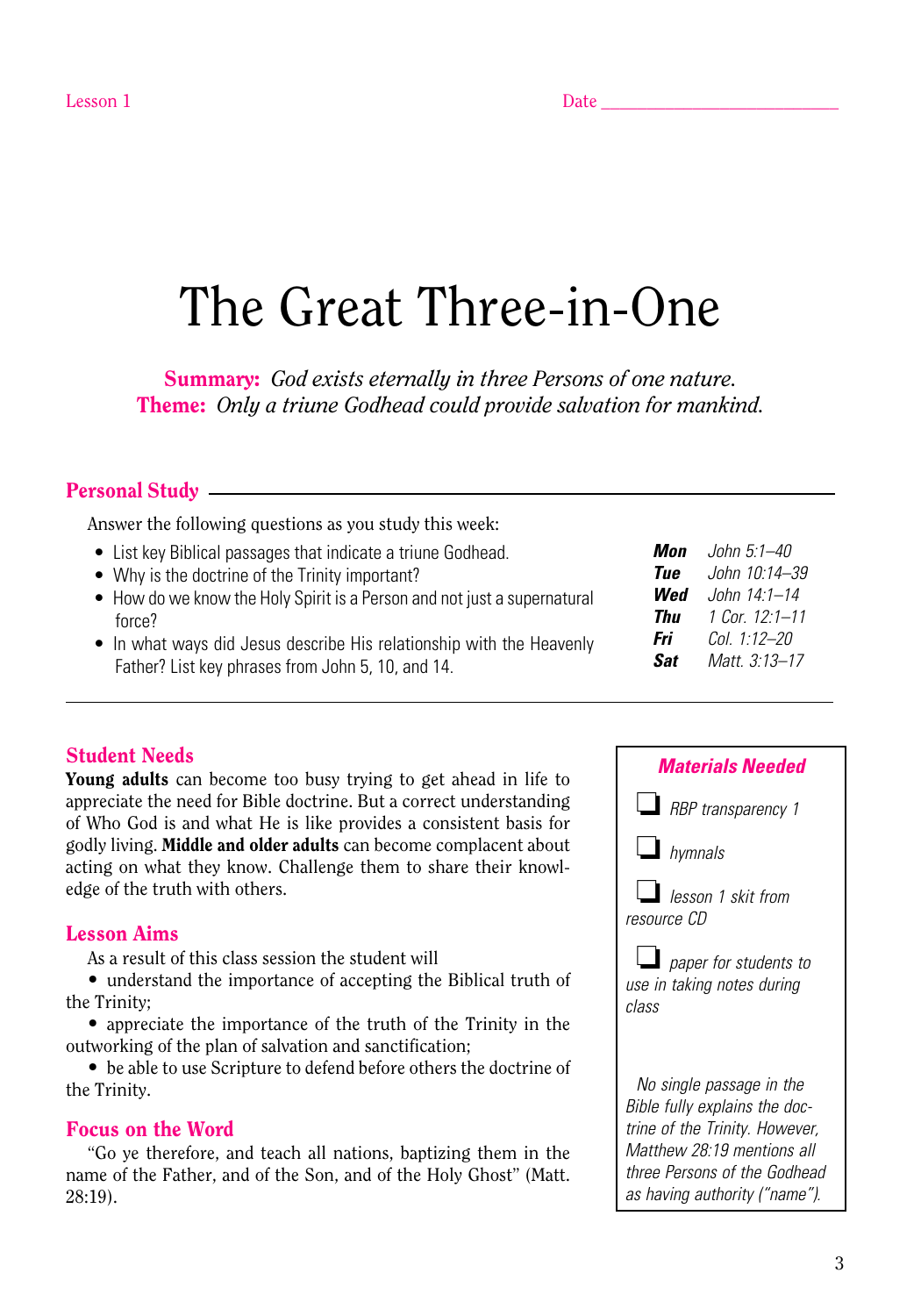Lesson 1 Date ___________________________

# The Great Three-in-One

**Summary:** *God exists eternally in three Persons of one nature.*
**Theme:** *Only a triune Godhead could provide salvation for mankind.*

## Personal Study

Answer the following questions as you study this week:

- List key Biblical passages that indicate a triune Godhead.
- Why is the doctrine of the Trinity important?
- How do we know the Holy Spirit is a Person and not just a supernatural force?
- In what ways did Jesus describe His relationship with the Heavenly Father? List key phrases from John 5, 10, and 14.

***Mon*** *John 5:1–40*
***Tue*** *John 10:14–39*
***Wed*** *John 14:1–14*
***Thu*** *1 Cor. 12:1–11*
***Fri*** *Col. 1:12–20*
***Sat*** *Matt. 3:13–17*

## Student Needs

**Young adults** can become too busy trying to get ahead in life to appreciate the need for Bible doctrine. But a correct understanding of Who God is and what He is like provides a consistent basis for godly living. **Middle and older adults** can become complacent about acting on what they know. Challenge them to share their knowledge of the truth with others.

## Lesson Aims

As a result of this class session the student will

- understand the importance of accepting the Biblical truth of the Trinity;
- appreciate the importance of the truth of the Trinity in the outworking of the plan of salvation and sanctification;
- be able to use Scripture to defend before others the doctrine of the Trinity.

## Focus on the Word

"Go ye therefore, and teach all nations, baptizing them in the name of the Father, and of the Son, and of the Holy Ghost" (Matt. 28:19).

### *Materials Needed*

- ❑ *RBP transparency 1*
- ❑ *hymnals*
- ❑ *lesson 1 skit from resource CD*
- ❑ *paper for students to use in taking notes during class*

*No single passage in the Bible fully explains the doctrine of the Trinity. However, Matthew 28:19 mentions all three Persons of the Godhead as having authority ("name").*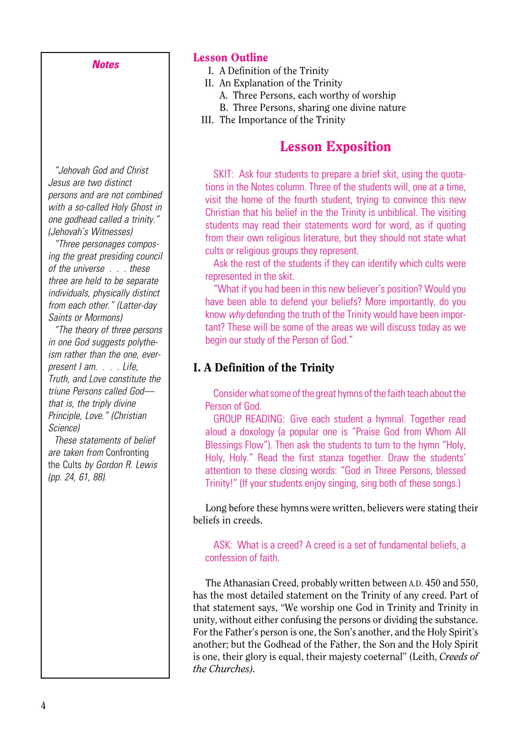## Lesson Outline

I. A Definition of the Trinity
II. An Explanation of the Trinity
  A. Three Persons, each worthy of worship
  B. Three Persons, sharing one divine nature
III. The Importance of the Trinity

## Lesson Exposition

SKIT: Ask four students to prepare a brief skit, using the quotations in the Notes column. Three of the students will, one at a time, visit the home of the fourth student, trying to convince this new Christian that his belief in the the Trinity is unbiblical. The visiting students may read their statements word for word, as if quoting from their own religious literature, but they should not state what cults or religious groups they represent.

Ask the rest of the students if they can identify which cults were represented in the skit.

"What if you had been in this new believer's position? Would you have been able to defend your beliefs? More importantly, do you know *why* defending the truth of the Trinity would have been important? These will be some of the areas we will discuss today as we begin our study of the Person of God."

### I. A Definition of the Trinity

Consider what some of the great hymns of the faith teach about the Person of God.

GROUP READING: Give each student a hymnal. Together read aloud a doxology (a popular one is "Praise God from Whom All Blessings Flow"). Then ask the students to turn to the hymn "Holy, Holy, Holy." Read the first stanza together. Draw the students' attention to these closing words: "God in Three Persons, blessed Trinity!" (If your students enjoy singing, sing both of these songs.)

Long before these hymns were written, believers were stating their beliefs in creeds.

ASK: What is a creed? A creed is a set of fundamental beliefs, a confession of faith.

The Athanasian Creed, probably written between A.D. 450 and 550, has the most detailed statement on the Trinity of any creed. Part of that statement says, "We worship one God in Trinity and Trinity in unity, without either confusing the persons or dividing the substance. For the Father's person is one, the Son's another, and the Holy Spirit's another; but the Godhead of the Father, the Son and the Holy Spirit is one, their glory is equal, their majesty coeternal" (Leith, *Creeds of the Churches*).

---

***Notes***

*"Jehovah God and Christ Jesus are two distinct persons and are not combined with a so-called Holy Ghost in one godhead called a trinity." (Jehovah's Witnesses)*

*"Three personages composing the great presiding council of the universe . . . these three are held to be separate individuals, physically distinct from each other." (Latter-day Saints or Mormons)*

*"The theory of three persons in one God suggests polytheism rather than the one, ever-present I am. . . . Life, Truth, and Love constitute the triune Persons called God—that is, the triply divine Principle, Love." (Christian Science)*

*These statements of belief are taken from* Confronting the Cults *by Gordon R. Lewis (pp. 24, 61, 88).*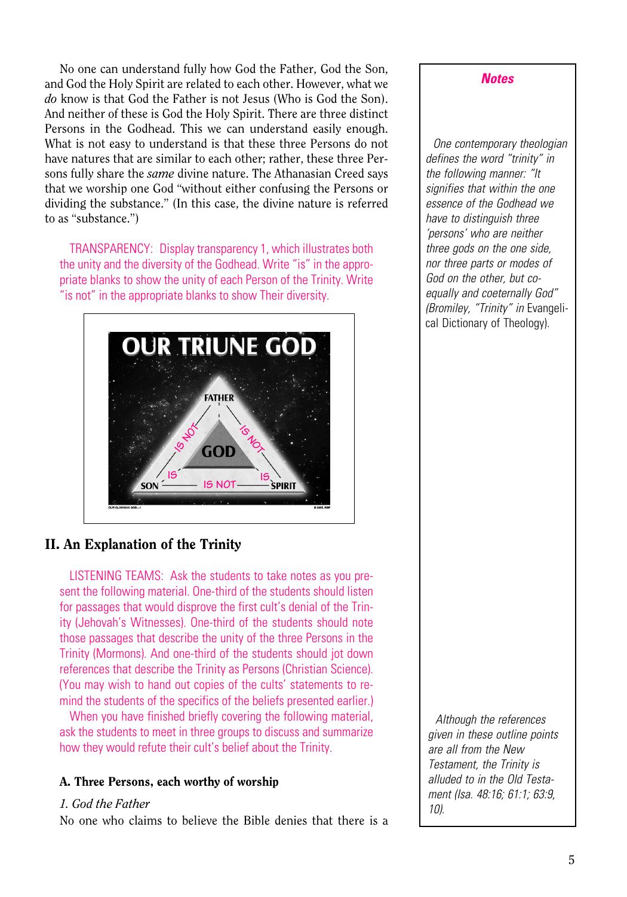No one can understand fully how God the Father, God the Son, and God the Holy Spirit are related to each other. However, what we *do* know is that God the Father is not Jesus (Who is God the Son). And neither of these is God the Holy Spirit. There are three distinct Persons in the Godhead. This we can understand easily enough. What is not easy to understand is that these three Persons do not have natures that are similar to each other; rather, these three Persons fully share the *same* divine nature. The Athanasian Creed says that we worship one God "without either confusing the Persons or dividing the substance." (In this case, the divine nature is referred to as "substance.")

TRANSPARENCY: Display transparency 1, which illustrates both the unity and the diversity of the Godhead. Write "is" in the appropriate blanks to show the unity of each Person of the Trinity. Write "is not" in the appropriate blanks to show Their diversity.

OUR TRIUNE GOD

FATHER — IS NOT — SON; FATHER — IS NOT — SPIRIT; SON — IS NOT — SPIRIT; SON — IS — GOD; SPIRIT — IS — GOD; FATHER — IS — GOD

## II. An Explanation of the Trinity

LISTENING TEAMS: Ask the students to take notes as you present the following material. One-third of the students should listen for passages that would disprove the first cult's denial of the Trinity (Jehovah's Witnesses). One-third of the students should note those passages that describe the unity of the three Persons in the Trinity (Mormons). And one-third of the students should jot down references that describe the Trinity as Persons (Christian Science). (You may wish to hand out copies of the cults' statements to remind the students of the specifics of the beliefs presented earlier.)

When you have finished briefly covering the following material, ask the students to meet in three groups to discuss and summarize how they would refute their cult's belief about the Trinity.

### A. Three Persons, each worthy of worship

*1. God the Father*

No one who claims to believe the Bible denies that there is a

**Notes**

*One contemporary theologian defines the word "trinity" in the following manner: "It signifies that within the one essence of the Godhead we have to distinguish three 'persons' who are neither three gods on the one side, nor three parts or modes of God on the other, but coequally and coeternally God" (Bromiley, "Trinity" in* Evangelical Dictionary of Theology*).*

*Although the references given in these outline points are all from the New Testament, the Trinity is alluded to in the Old Testament (Isa. 48:16; 61:1; 63:9, 10).*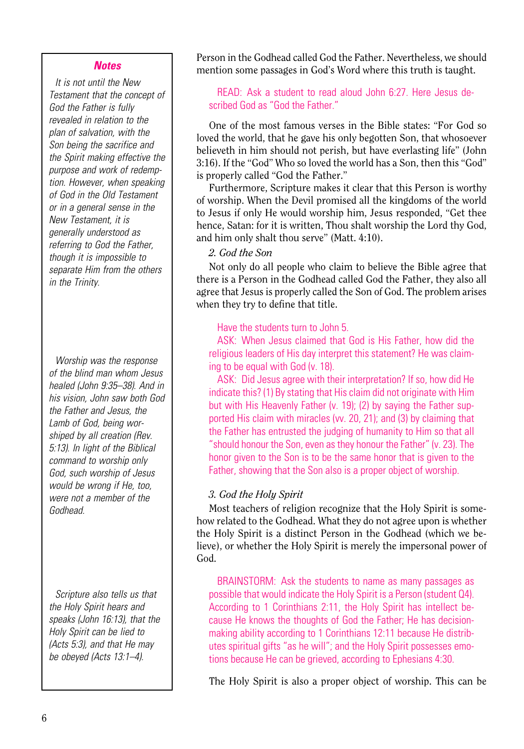Person in the Godhead called God the Father. Nevertheless, we should mention some passages in God's Word where this truth is taught.

READ: Ask a student to read aloud John 6:27. Here Jesus described God as "God the Father."

One of the most famous verses in the Bible states: "For God so loved the world, that he gave his only begotten Son, that whosoever believeth in him should not perish, but have everlasting life" (John 3:16). If the "God" Who so loved the world has a Son, then this "God" is properly called "God the Father."

Furthermore, Scripture makes it clear that this Person is worthy of worship. When the Devil promised all the kingdoms of the world to Jesus if only He would worship him, Jesus responded, "Get thee hence, Satan: for it is written, Thou shalt worship the Lord thy God, and him only shalt thou serve" (Matt. 4:10).

*2. God the Son*

Not only do all people who claim to believe the Bible agree that there is a Person in the Godhead called God the Father, they also all agree that Jesus is properly called the Son of God. The problem arises when they try to define that title.

Have the students turn to John 5.

ASK: When Jesus claimed that God is His Father, how did the religious leaders of His day interpret this statement? He was claiming to be equal with God (v. 18).

ASK: Did Jesus agree with their interpretation? If so, how did He indicate this? (1) By stating that His claim did not originate with Him but with His Heavenly Father (v. 19); (2) by saying the Father supported His claim with miracles (vv. 20, 21); and (3) by claiming that the Father has entrusted the judging of humanity to Him so that all "should honour the Son, even as they honour the Father" (v. 23). The honor given to the Son is to be the same honor that is given to the Father, showing that the Son also is a proper object of worship.

*3. God the Holy Spirit*

Most teachers of religion recognize that the Holy Spirit is somehow related to the Godhead. What they do not agree upon is whether the Holy Spirit is a distinct Person in the Godhead (which we believe), or whether the Holy Spirit is merely the impersonal power of God.

BRAINSTORM: Ask the students to name as many passages as possible that would indicate the Holy Spirit is a Person (student Q4). According to 1 Corinthians 2:11, the Holy Spirit has intellect because He knows the thoughts of God the Father; He has decision-making ability according to 1 Corinthians 12:11 because He distributes spiritual gifts "as he will"; and the Holy Spirit possesses emotions because He can be grieved, according to Ephesians 4:30.

The Holy Spirit is also a proper object of worship. This can be

**Notes**

*It is not until the New Testament that the concept of God the Father is fully revealed in relation to the plan of salvation, with the Son being the sacrifice and the Spirit making effective the purpose and work of redemption. However, when speaking of God in the Old Testament or in a general sense in the New Testament, it is generally understood as referring to God the Father, though it is impossible to separate Him from the others in the Trinity.*

*Worship was the response of the blind man whom Jesus healed (John 9:35–38). And in his vision, John saw both God the Father and Jesus, the Lamb of God, being worshiped by all creation (Rev. 5:13). In light of the Biblical command to worship only God, such worship of Jesus would be wrong if He, too, were not a member of the Godhead.*

*Scripture also tells us that the Holy Spirit hears and speaks (John 16:13), that the Holy Spirit can be lied to (Acts 5:3), and that He may be obeyed (Acts 13:1–4).*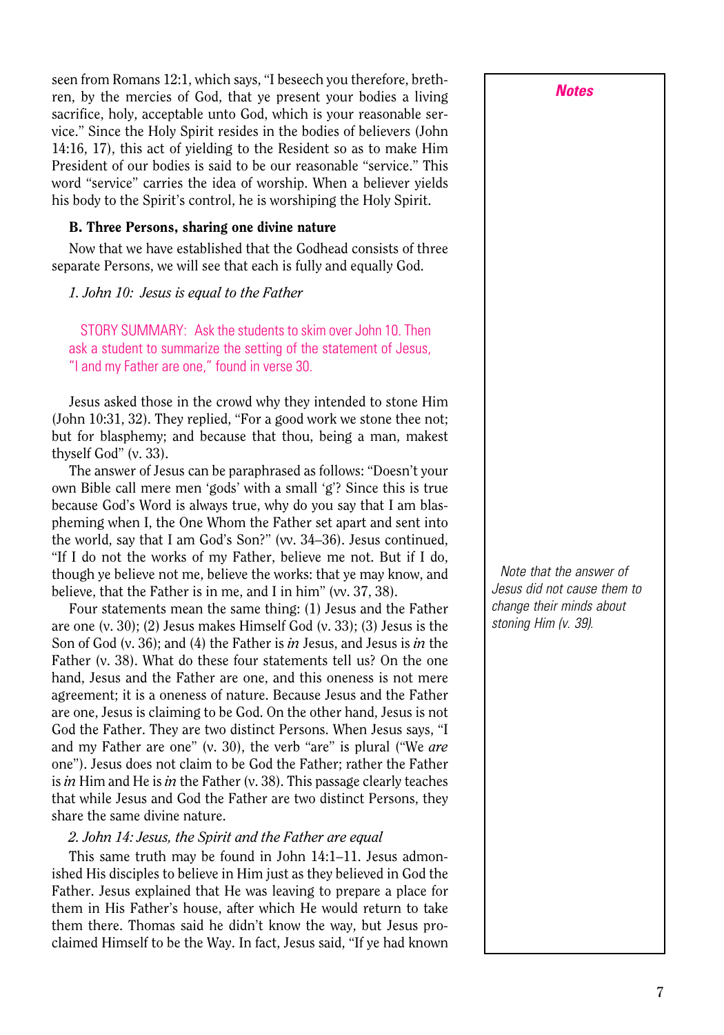seen from Romans 12:1, which says, "I beseech you therefore, brethren, by the mercies of God, that ye present your bodies a living sacrifice, holy, acceptable unto God, which is your reasonable service." Since the Holy Spirit resides in the bodies of believers (John 14:16, 17), this act of yielding to the Resident so as to make Him President of our bodies is said to be our reasonable "service." This word "service" carries the idea of worship. When a believer yields his body to the Spirit's control, he is worshiping the Holy Spirit.

### B. Three Persons, sharing one divine nature

Now that we have established that the Godhead consists of three separate Persons, we will see that each is fully and equally God.

*1. John 10: Jesus is equal to the Father*

STORY SUMMARY: Ask the students to skim over John 10. Then ask a student to summarize the setting of the statement of Jesus, "I and my Father are one," found in verse 30.

Jesus asked those in the crowd why they intended to stone Him (John 10:31, 32). They replied, "For a good work we stone thee not; but for blasphemy; and because that thou, being a man, makest thyself God" (v. 33).

The answer of Jesus can be paraphrased as follows: "Doesn't your own Bible call mere men 'gods' with a small 'g'? Since this is true because God's Word is always true, why do you say that I am blaspheming when I, the One Whom the Father set apart and sent into the world, say that I am God's Son?" (vv. 34–36). Jesus continued, "If I do not the works of my Father, believe me not. But if I do, though ye believe not me, believe the works: that ye may know, and believe, that the Father is in me, and I in him" (vv. 37, 38).

Four statements mean the same thing: (1) Jesus and the Father are one (v. 30); (2) Jesus makes Himself God (v. 33); (3) Jesus is the Son of God (v. 36); and (4) the Father is *in* Jesus, and Jesus is *in* the Father (v. 38). What do these four statements tell us? On the one hand, Jesus and the Father are one, and this oneness is not mere agreement; it is a oneness of nature. Because Jesus and the Father are one, Jesus is claiming to be God. On the other hand, Jesus is not God the Father. They are two distinct Persons. When Jesus says, "I and my Father are one" (v. 30), the verb "are" is plural ("We *are* one"). Jesus does not claim to be God the Father; rather the Father is *in* Him and He is *in* the Father (v. 38). This passage clearly teaches that while Jesus and God the Father are two distinct Persons, they share the same divine nature.

*Notes*

*Note that the answer of Jesus did not cause them to change their minds about stoning Him (v. 39).*

*2. John 14: Jesus, the Spirit and the Father are equal*

This same truth may be found in John 14:1–11. Jesus admonished His disciples to believe in Him just as they believed in God the Father. Jesus explained that He was leaving to prepare a place for them in His Father's house, after which He would return to take them there. Thomas said he didn't know the way, but Jesus proclaimed Himself to be the Way. In fact, Jesus said, "If ye had known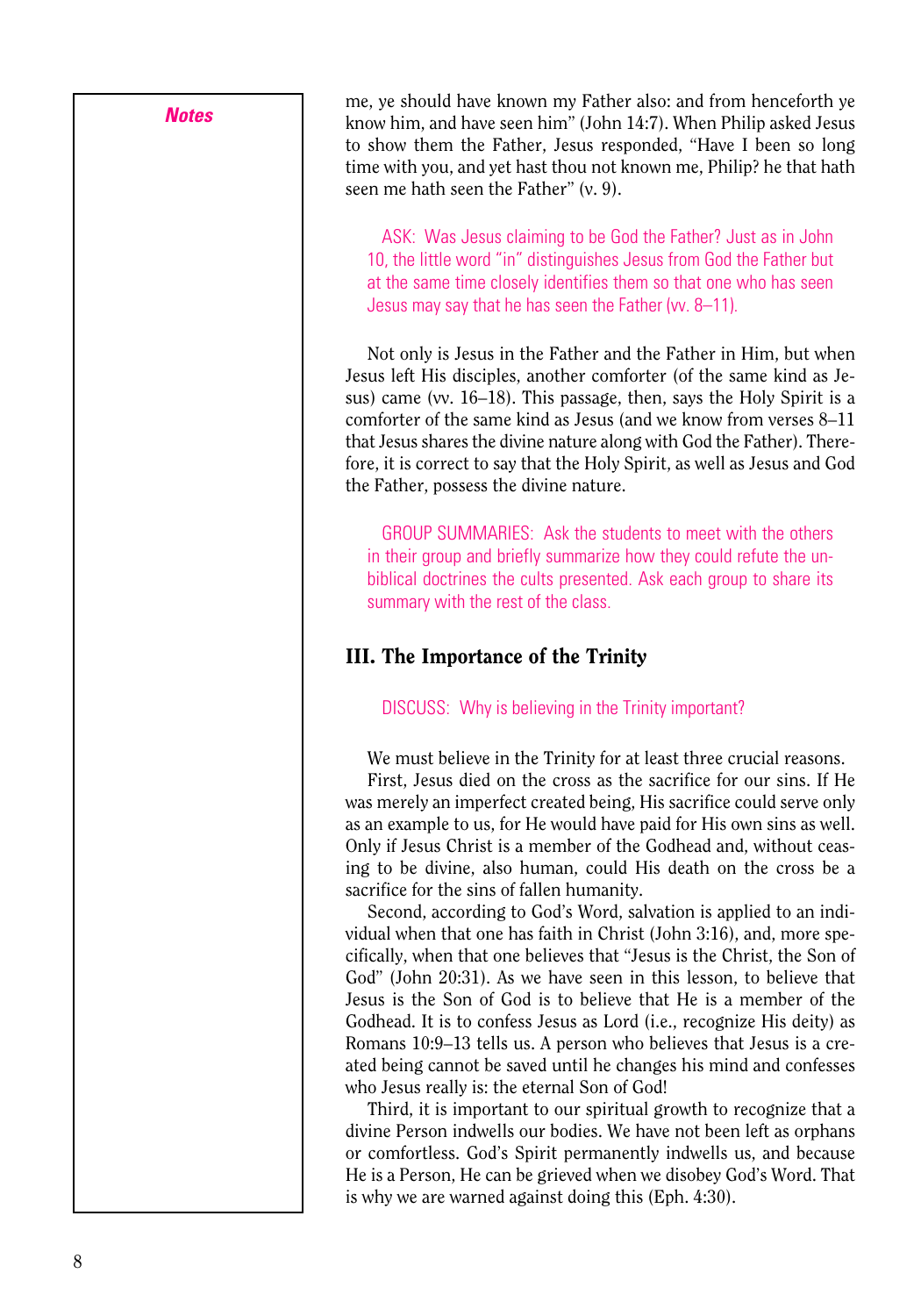**Notes**

me, ye should have known my Father also: and from henceforth ye know him, and have seen him" (John 14:7). When Philip asked Jesus to show them the Father, Jesus responded, "Have I been so long time with you, and yet hast thou not known me, Philip? he that hath seen me hath seen the Father" (v. 9).

ASK: Was Jesus claiming to be God the Father? Just as in John 10, the little word "in" distinguishes Jesus from God the Father but at the same time closely identifies them so that one who has seen Jesus may say that he has seen the Father (vv. 8–11).

Not only is Jesus in the Father and the Father in Him, but when Jesus left His disciples, another comforter (of the same kind as Jesus) came (vv. 16–18). This passage, then, says the Holy Spirit is a comforter of the same kind as Jesus (and we know from verses 8–11 that Jesus shares the divine nature along with God the Father). Therefore, it is correct to say that the Holy Spirit, as well as Jesus and God the Father, possess the divine nature.

GROUP SUMMARIES: Ask the students to meet with the others in their group and briefly summarize how they could refute the unbiblical doctrines the cults presented. Ask each group to share its summary with the rest of the class.

## III. The Importance of the Trinity

DISCUSS: Why is believing in the Trinity important?

We must believe in the Trinity for at least three crucial reasons.

First, Jesus died on the cross as the sacrifice for our sins. If He was merely an imperfect created being, His sacrifice could serve only as an example to us, for He would have paid for His own sins as well. Only if Jesus Christ is a member of the Godhead and, without ceasing to be divine, also human, could His death on the cross be a sacrifice for the sins of fallen humanity.

Second, according to God's Word, salvation is applied to an individual when that one has faith in Christ (John 3:16), and, more specifically, when that one believes that "Jesus is the Christ, the Son of God" (John 20:31). As we have seen in this lesson, to believe that Jesus is the Son of God is to believe that He is a member of the Godhead. It is to confess Jesus as Lord (i.e., recognize His deity) as Romans 10:9–13 tells us. A person who believes that Jesus is a created being cannot be saved until he changes his mind and confesses who Jesus really is: the eternal Son of God!

Third, it is important to our spiritual growth to recognize that a divine Person indwells our bodies. We have not been left as orphans or comfortless. God's Spirit permanently indwells us, and because He is a Person, He can be grieved when we disobey God's Word. That is why we are warned against doing this (Eph. 4:30).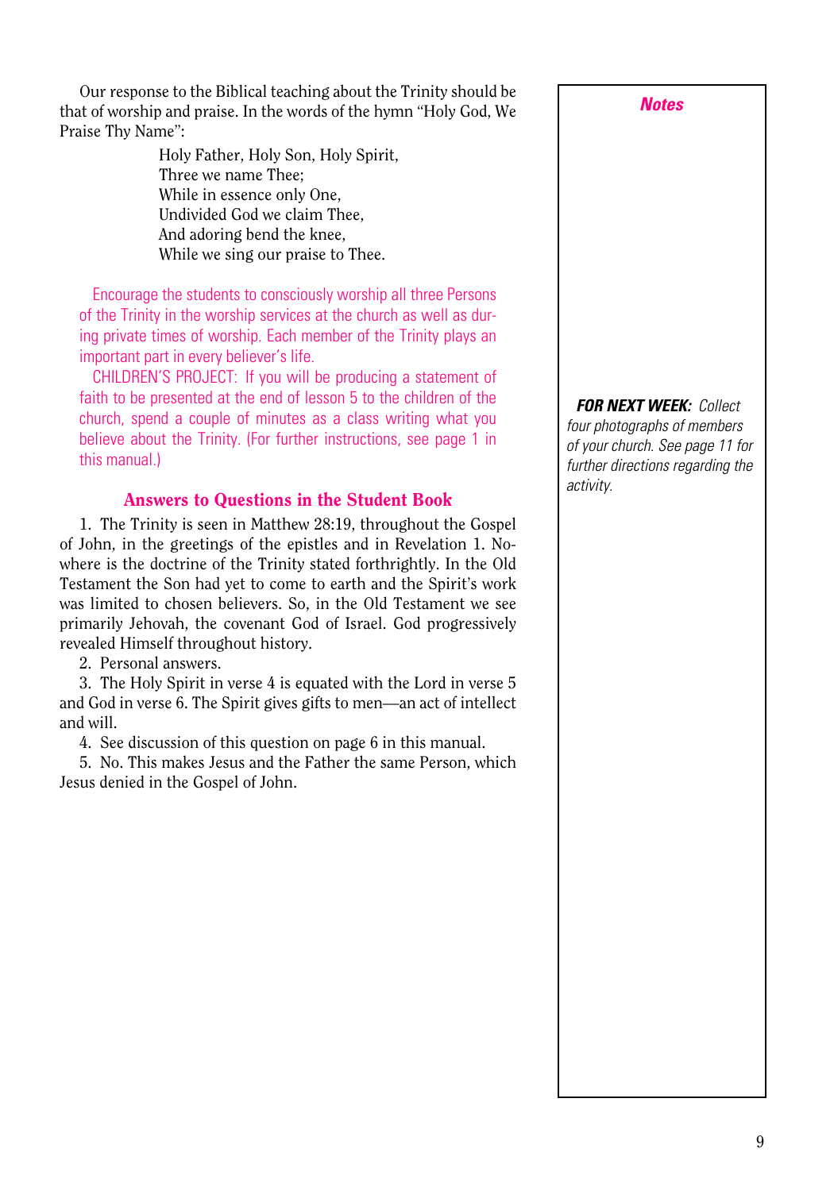Our response to the Biblical teaching about the Trinity should be that of worship and praise. In the words of the hymn "Holy God, We Praise Thy Name":

> Holy Father, Holy Son, Holy Spirit,
> Three we name Thee;
> While in essence only One,
> Undivided God we claim Thee,
> And adoring bend the knee,
> While we sing our praise to Thee.

Encourage the students to consciously worship all three Persons of the Trinity in the worship services at the church as well as during private times of worship. Each member of the Trinity plays an important part in every believer's life.

CHILDREN'S PROJECT: If you will be producing a statement of faith to be presented at the end of lesson 5 to the children of the church, spend a couple of minutes as a class writing what you believe about the Trinity. (For further instructions, see page 1 in this manual.)

## Answers to Questions in the Student Book

1. The Trinity is seen in Matthew 28:19, throughout the Gospel of John, in the greetings of the epistles and in Revelation 1. Nowhere is the doctrine of the Trinity stated forthrightly. In the Old Testament the Son had yet to come to earth and the Spirit's work was limited to chosen believers. So, in the Old Testament we see primarily Jehovah, the covenant God of Israel. God progressively revealed Himself throughout history.
2. Personal answers.
3. The Holy Spirit in verse 4 is equated with the Lord in verse 5 and God in verse 6. The Spirit gives gifts to men—an act of intellect and will.
4. See discussion of this question on page 6 in this manual.
5. No. This makes Jesus and the Father the same Person, which Jesus denied in the Gospel of John.

***Notes***

***FOR NEXT WEEK:*** *Collect four photographs of members of your church. See page 11 for further directions regarding the activity.*